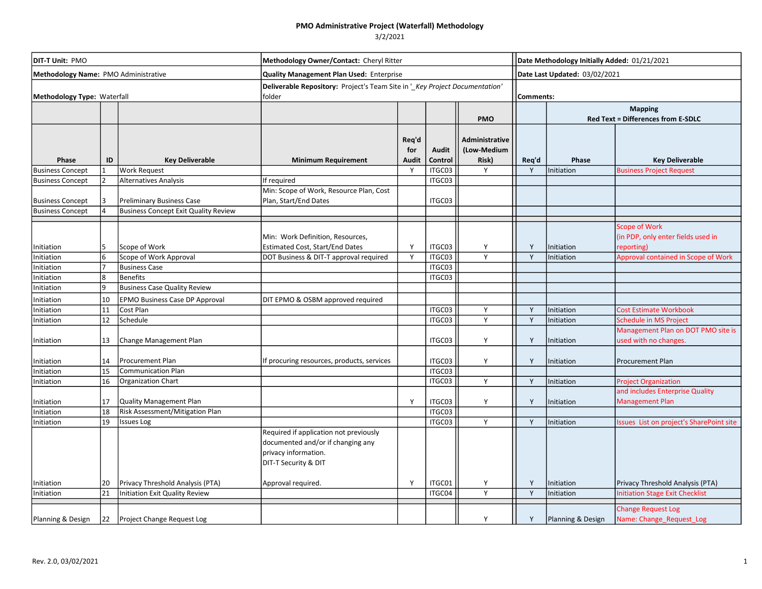# PMO Administrative Project (Waterfall) Methodology

3/2/2021

| **DIT-T Unit:** PMO | **Methodology Owner/Contact:** Cheryl Ritter | **Date Methodology Initially Added:** 01/21/2021 |
|---|---|---|
| **Methodology Name:** PMO Administrative | **Quality Management Plan Used:** Enterprise | **Date Last Updated:** 03/02/2021 |
| **Methodology Type:** Waterfall | **Deliverable Repository:** Project's Team Site in '_Key Project Documentation' folder | **Comments:** |

| Phase | ID | Key Deliverable | Minimum Requirement | Req'd for Audit | Audit Control | PMO Administrative (Low-Medium Risk) | Mapping Red Text = Differences from E-SDLC Req'd | Phase | Key Deliverable |
|---|---|---|---|---|---|---|---|---|---|
| Business Concept | 1 | Work Request | | Y | ITGC03 | Y | Y | Initiation | Business Project Request |
| Business Concept | 2 | Alternatives Analysis | If required | | ITGC03 | | | | |
| Business Concept | 3 | Preliminary Business Case | Min: Scope of Work, Resource Plan, Cost Plan, Start/End Dates | | ITGC03 | | | | |
| Business Concept | 4 | Business Concept Exit Quality Review | | | | | | | |
| | | | | | | | | | |
| Initiation | 5 | Scope of Work | Min: Work Definition, Resources, Estimated Cost, Start/End Dates | Y | ITGC03 | Y | Y | Initiation | Scope of Work (in PDP, only enter fields used in reporting) |
| Initiation | 6 | Scope of Work Approval | DOT Business & DIT-T approval required | Y | ITGC03 | Y | Y | Initiation | Approval contained in Scope of Work |
| Initiation | 7 | Business Case | | | ITGC03 | | | | |
| Initiation | 8 | Benefits | | | ITGC03 | | | | |
| Initiation | 9 | Business Case Quality Review | | | | | | | |
| Initiation | 10 | EPMO Business Case DP Approval | DIT EPMO & OSBM approved required | | | | | | |
| Initiation | 11 | Cost Plan | | | ITGC03 | Y | Y | Initiation | Cost Estimate Workbook |
| Initiation | 12 | Schedule | | | ITGC03 | Y | Y | Initiation | Schedule in MS Project |
| Initiation | 13 | Change Management Plan | | | ITGC03 | Y | Y | Initiation | Management Plan on DOT PMO site is used with no changes. |
| Initiation | 14 | Procurement Plan | If procuring resources, products, services | | ITGC03 | Y | Y | Initiation | Procurement Plan |
| Initiation | 15 | Communication Plan | | | ITGC03 | | | | |
| Initiation | 16 | Organization Chart | | | ITGC03 | Y | Y | Initiation | Project Organization |
| Initiation | 17 | Quality Management Plan | | Y | ITGC03 | Y | Y | Initiation | and includes Enterprise Quality Management Plan |
| Initiation | 18 | Risk Assessment/Mitigation Plan | | | ITGC03 | | | | |
| Initiation | 19 | Issues Log | | | ITGC03 | Y | Y | Initiation | Issues List on project's SharePoint site |
| Initiation | 20 | Privacy Threshold Analysis (PTA) | Required if application not previously documented and/or if changing any privacy information. DIT-T Security & DIT Approval required. | Y | ITGC01 | Y | Y | Initiation | Privacy Threshold Analysis (PTA) |
| Initiation | 21 | Initiation Exit Quality Review | | | ITGC04 | Y | Y | Initiation | Initiation Stage Exit Checklist |
| | | | | | | | | | |
| Planning & Design | 22 | Project Change Request Log | | | | Y | Y | Planning & Design | Change Request Log Name: Change_Request_Log |

Rev. 2.0, 03/02/2021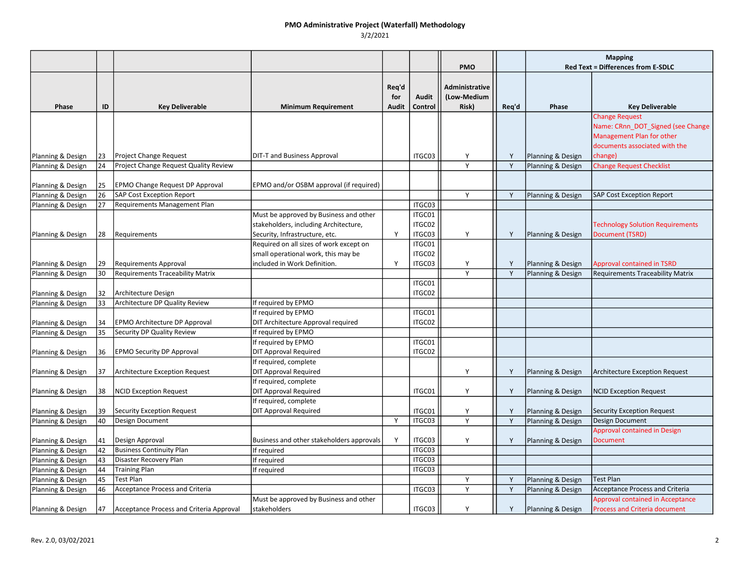## PMO Administrative Project (Waterfall) Methodology

3/2/2021

| | | | | | | PMO | | Mapping Red Text = Differences from E-SDLC | |
|---|---|---|---|---|---|---|---|---|---|
| Phase | ID | Key Deliverable | Minimum Requirement | Req'd for Audit | Audit Control | Administrative (Low-Medium Risk) | Req'd | Phase | Key Deliverable |
| Planning & Design | 23 | Project Change Request | DIT-T and Business Approval | | ITGC03 | Y | Y | Planning & Design | Change Request Name: CRnn_DOT_Signed (see Change Management Plan for other documents associated with the change) |
| Planning & Design | 24 | Project Change Request Quality Review | | | | Y | Y | Planning & Design | Change Request Checklist |
| Planning & Design | 25 | EPMO Change Request DP Approval | EPMO and/or OSBM approval (if required) | | | | | | |
| Planning & Design | 26 | SAP Cost Exception Report | | | | Y | Y | Planning & Design | SAP Cost Exception Report |
| Planning & Design | 27 | Requirements Management Plan | | | ITGC03 | | | | |
| Planning & Design | 28 | Requirements | Must be approved by Business and other stakeholders, including Architecture, Security, Infrastructure, etc. | Y | ITGC01 ITGC02 ITGC03 | Y | Y | Planning & Design | Technology Solution Requirements Document (TSRD) |
| Planning & Design | 29 | Requirements Approval | Required on all sizes of work except on small operational work, this may be included in Work Definition. | Y | ITGC01 ITGC02 ITGC03 | Y | Y | Planning & Design | Approval contained in TSRD |
| Planning & Design | 30 | Requirements Traceability Matrix | | | | Y | Y | Planning & Design | Requirements Traceability Matrix |
| Planning & Design | 32 | Architecture Design | | | ITGC01 ITGC02 | | | | |
| Planning & Design | 33 | Architecture DP Quality Review | If required by EPMO | | | | | | |
| Planning & Design | 34 | EPMO Architecture DP Approval | If required by EPMO DIT Architecture Approval required | | ITGC01 ITGC02 | | | | |
| Planning & Design | 35 | Security DP Quality Review | If required by EPMO | | | | | | |
| Planning & Design | 36 | EPMO Security DP Approval | If required by EPMO DIT Approval Required | | ITGC01 ITGC02 | | | | |
| Planning & Design | 37 | Architecture Exception Request | If required, complete DIT Approval Required | | | Y | Y | Planning & Design | Architecture Exception Request |
| Planning & Design | 38 | NCID Exception Request | If required, complete DIT Approval Required | | ITGC01 | Y | Y | Planning & Design | NCID Exception Request |
| Planning & Design | 39 | Security Exception Request | If required, complete DIT Approval Required | | ITGC01 | Y | Y | Planning & Design | Security Exception Request |
| Planning & Design | 40 | Design Document | | Y | ITGC03 | Y | Y | Planning & Design | Design Document |
| Planning & Design | 41 | Design Approval | Business and other stakeholders approvals | Y | ITGC03 | Y | Y | Planning & Design | Approval contained in Design Document |
| Planning & Design | 42 | Business Continuity Plan | If required | | ITGC03 | | | | |
| Planning & Design | 43 | Disaster Recovery Plan | If required | | ITGC03 | | | | |
| Planning & Design | 44 | Training Plan | If required | | ITGC03 | | | | |
| Planning & Design | 45 | Test Plan | | | | Y | Y | Planning & Design | Test Plan |
| Planning & Design | 46 | Acceptance Process and Criteria | | | ITGC03 | Y | Y | Planning & Design | Acceptance Process and Criteria |
| Planning & Design | 47 | Acceptance Process and Criteria Approval | Must be approved by Business and other stakeholders | | ITGC03 | Y | Y | Planning & Design | Approval contained in Acceptance Process and Criteria document |

Rev. 2.0, 03/02/2021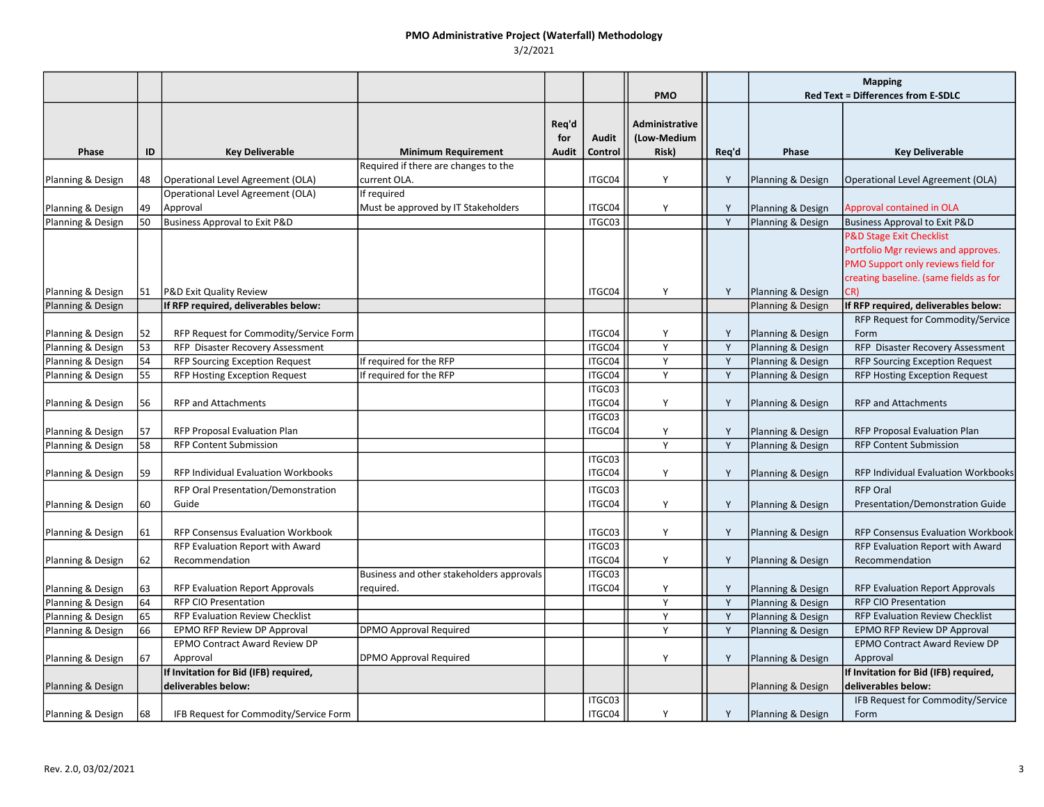# PMO Administrative Project (Waterfall) Methodology

3/2/2021

| Phase | ID | Key Deliverable | Minimum Requirement | Req'd for Audit | Audit Control | PMO Administrative (Low-Medium Risk) | Req'd | Mapping Red Text = Differences from E-SDLC Phase | Key Deliverable |
|---|---|---|---|---|---|---|---|---|---|
| Planning & Design | 48 | Operational Level Agreement (OLA) | Required if there are changes to the current OLA. | | ITGC04 | Y | Y | Planning & Design | Operational Level Agreement (OLA) |
| Planning & Design | 49 | Operational Level Agreement (OLA) Approval | If required Must be approved by IT Stakeholders | | ITGC04 | Y | Y | Planning & Design | Approval contained in OLA |
| Planning & Design | 50 | Business Approval to Exit P&D | | | ITGC03 | | Y | Planning & Design | Business Approval to Exit P&D |
| Planning & Design | 51 | P&D Exit Quality Review | | | ITGC04 | Y | Y | Planning & Design | P&D Stage Exit Checklist Portfolio Mgr reviews and approves. PMO Support only reviews field for creating baseline. (same fields as for CR) |
| Planning & Design | | **If RFP required, deliverables below:** | | | | | | Planning & Design | **If RFP required, deliverables below:** |
| Planning & Design | 52 | RFP Request for Commodity/Service Form | | | ITGC04 | Y | Y | Planning & Design | RFP Request for Commodity/Service Form |
| Planning & Design | 53 | RFP Disaster Recovery Assessment | | | ITGC04 | Y | Y | Planning & Design | RFP Disaster Recovery Assessment |
| Planning & Design | 54 | RFP Sourcing Exception Request | If required for the RFP | | ITGC04 | Y | Y | Planning & Design | RFP Sourcing Exception Request |
| Planning & Design | 55 | RFP Hosting Exception Request | If required for the RFP | | ITGC04 | Y | Y | Planning & Design | RFP Hosting Exception Request |
| Planning & Design | 56 | RFP and Attachments | | | ITGC03 ITGC04 | Y | Y | Planning & Design | RFP and Attachments |
| Planning & Design | 57 | RFP Proposal Evaluation Plan | | | ITGC03 ITGC04 | Y | Y | Planning & Design | RFP Proposal Evaluation Plan |
| Planning & Design | 58 | RFP Content Submission | | | | Y | Y | Planning & Design | RFP Content Submission |
| Planning & Design | 59 | RFP Individual Evaluation Workbooks | | | ITGC03 ITGC04 | Y | Y | Planning & Design | RFP Individual Evaluation Workbooks |
| Planning & Design | 60 | RFP Oral Presentation/Demonstration Guide | | | ITGC03 ITGC04 | Y | Y | Planning & Design | RFP Oral Presentation/Demonstration Guide |
| Planning & Design | 61 | RFP Consensus Evaluation Workbook | | | ITGC03 | Y | Y | Planning & Design | RFP Consensus Evaluation Workbook |
| Planning & Design | 62 | RFP Evaluation Report with Award Recommendation | | | ITGC03 ITGC04 | Y | Y | Planning & Design | RFP Evaluation Report with Award Recommendation |
| Planning & Design | 63 | RFP Evaluation Report Approvals | Business and other stakeholders approvals required. | | ITGC03 ITGC04 | Y | Y | Planning & Design | RFP Evaluation Report Approvals |
| Planning & Design | 64 | RFP CIO Presentation | | | | Y | Y | Planning & Design | RFP CIO Presentation |
| Planning & Design | 65 | RFP Evaluation Review Checklist | | | | Y | Y | Planning & Design | RFP Evaluation Review Checklist |
| Planning & Design | 66 | EPMO RFP Review DP Approval | DPMO Approval Required | | | Y | Y | Planning & Design | EPMO RFP Review DP Approval |
| Planning & Design | 67 | EPMO Contract Award Review DP Approval | DPMO Approval Required | | | Y | Y | Planning & Design | EPMO Contract Award Review DP Approval |
| Planning & Design | | **If Invitation for Bid (IFB) required, deliverables below:** | | | | | | Planning & Design | **If Invitation for Bid (IFB) required, deliverables below:** |
| Planning & Design | 68 | IFB Request for Commodity/Service Form | | | ITGC03 ITGC04 | Y | Y | Planning & Design | IFB Request for Commodity/Service Form |

Rev. 2.0, 03/02/2021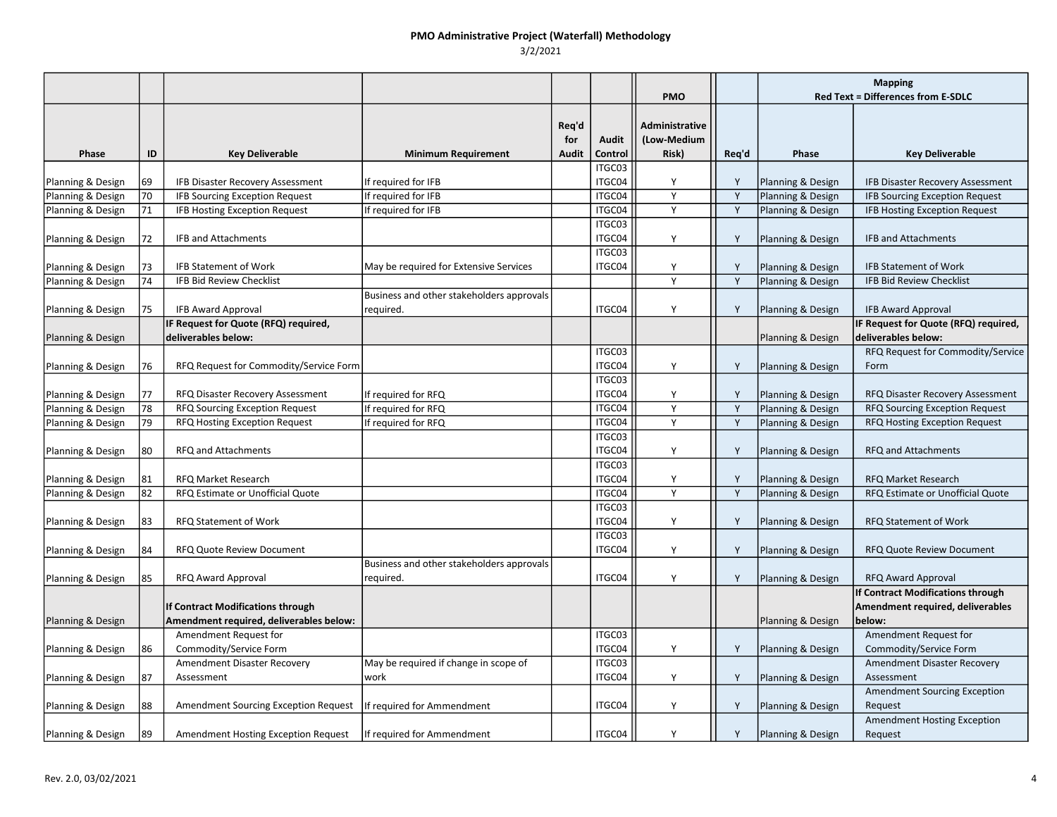# PMO Administrative Project (Waterfall) Methodology

3/2/2021

| Phase | ID | Key Deliverable | Minimum Requirement | Req'd for Audit | Audit Control | PMO Administrative (Low-Medium Risk) | Req'd | Mapping Red Text = Differences from E-SDLC Phase | Key Deliverable |
|---|---|---|---|---|---|---|---|---|---|
| Planning & Design | 69 | IFB Disaster Recovery Assessment | If required for IFB | | ITGC03 ITGC04 | Y | Y | Planning & Design | IFB Disaster Recovery Assessment |
| Planning & Design | 70 | IFB Sourcing Exception Request | If required for IFB | | ITGC04 | Y | Y | Planning & Design | IFB Sourcing Exception Request |
| Planning & Design | 71 | IFB Hosting Exception Request | If required for IFB | | ITGC04 | Y | Y | Planning & Design | IFB Hosting Exception Request |
| Planning & Design | 72 | IFB and Attachments | | | ITGC03 ITGC04 | Y | Y | Planning & Design | IFB and Attachments |
| Planning & Design | 73 | IFB Statement of Work | May be required for Extensive Services | | ITGC03 ITGC04 | Y | Y | Planning & Design | IFB Statement of Work |
| Planning & Design | 74 | IFB Bid Review Checklist | | | | Y | Y | Planning & Design | IFB Bid Review Checklist |
| Planning & Design | 75 | IFB Award Approval | Business and other stakeholders approvals required. | | ITGC04 | Y | Y | Planning & Design | IFB Award Approval |
| Planning & Design | | **IF Request for Quote (RFQ) required, deliverables below:** | | | | | | Planning & Design | **IF Request for Quote (RFQ) required, deliverables below:** |
| Planning & Design | 76 | RFQ Request for Commodity/Service Form | | | ITGC03 ITGC04 | Y | Y | Planning & Design | RFQ Request for Commodity/Service Form |
| Planning & Design | 77 | RFQ Disaster Recovery Assessment | If required for RFQ | | ITGC03 ITGC04 | Y | Y | Planning & Design | RFQ Disaster Recovery Assessment |
| Planning & Design | 78 | RFQ Sourcing Exception Request | If required for RFQ | | ITGC04 | Y | Y | Planning & Design | RFQ Sourcing Exception Request |
| Planning & Design | 79 | RFQ Hosting Exception Request | If required for RFQ | | ITGC04 | Y | Y | Planning & Design | RFQ Hosting Exception Request |
| Planning & Design | 80 | RFQ and Attachments | | | ITGC03 ITGC04 | Y | Y | Planning & Design | RFQ and Attachments |
| Planning & Design | 81 | RFQ Market Research | | | ITGC03 ITGC04 | Y | Y | Planning & Design | RFQ Market Research |
| Planning & Design | 82 | RFQ Estimate or Unofficial Quote | | | ITGC04 | Y | Y | Planning & Design | RFQ Estimate or Unofficial Quote |
| Planning & Design | 83 | RFQ Statement of Work | | | ITGC03 ITGC04 | Y | Y | Planning & Design | RFQ Statement of Work |
| Planning & Design | 84 | RFQ Quote Review Document | | | ITGC03 ITGC04 | Y | Y | Planning & Design | RFQ Quote Review Document |
| Planning & Design | 85 | RFQ Award Approval | Business and other stakeholders approvals required. | | ITGC04 | Y | Y | Planning & Design | RFQ Award Approval |
| Planning & Design | | **If Contract Modifications through Amendment required, deliverables below:** | | | | | | Planning & Design | **If Contract Modifications through Amendment required, deliverables below:** |
| Planning & Design | 86 | Amendment Request for Commodity/Service Form | | | ITGC03 ITGC04 | Y | Y | Planning & Design | Amendment Request for Commodity/Service Form |
| Planning & Design | 87 | Amendment Disaster Recovery Assessment | May be required if change in scope of work | | ITGC03 ITGC04 | Y | Y | Planning & Design | Amendment Disaster Recovery Assessment |
| Planning & Design | 88 | Amendment Sourcing Exception Request | If required for Ammendment | | ITGC04 | Y | Y | Planning & Design | Amendment Sourcing Exception Request |
| Planning & Design | 89 | Amendment Hosting Exception Request | If required for Ammendment | | ITGC04 | Y | Y | Planning & Design | Amendment Hosting Exception Request |

Rev. 2.0, 03/02/2021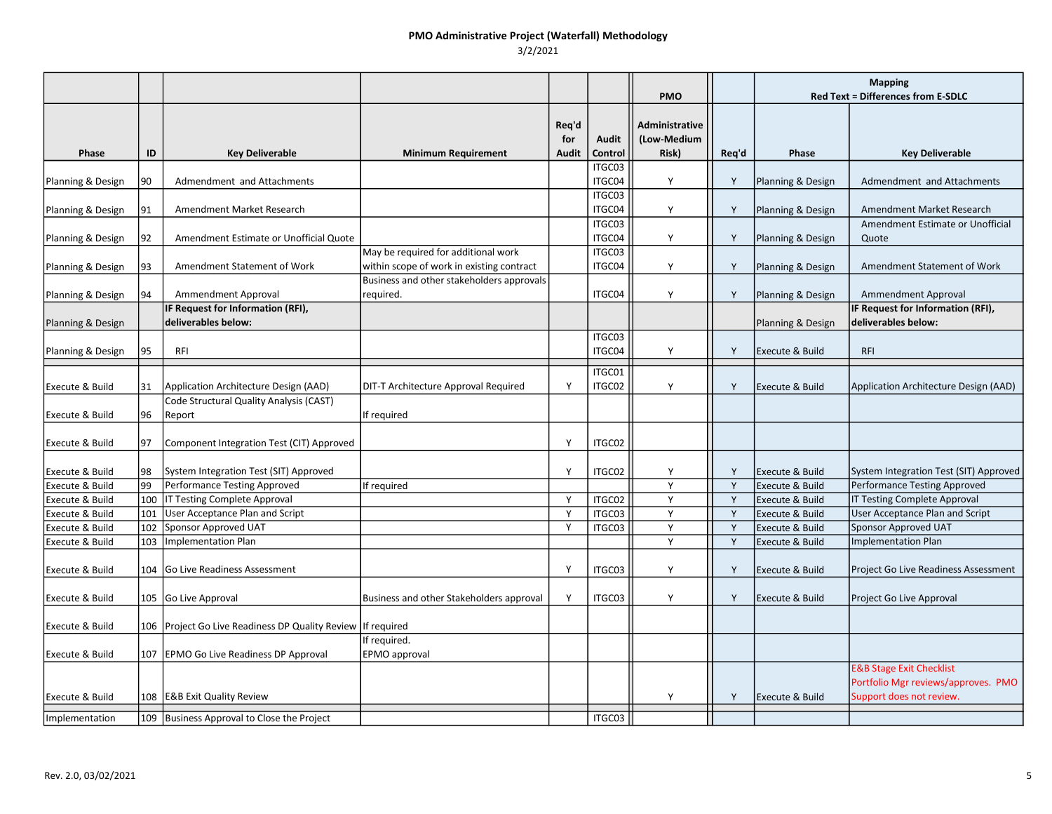**PMO Administrative Project (Waterfall) Methodology**

3/2/2021

| | | | | | | PMO | | Mapping Red Text = Differences from E-SDLC | |
|---|---|---|---|---|---|---|---|---|---|
| Phase | ID | Key Deliverable | Minimum Requirement | Req'd for Audit | Audit Control | Administrative (Low-Medium Risk) | Req'd | Phase | Key Deliverable |
| Planning & Design | 90 | Admendment and Attachments | | | ITGC03 ITGC04 | Y | Y | Planning & Design | Admendment and Attachments |
| Planning & Design | 91 | Amendment Market Research | | | ITGC03 ITGC04 | Y | Y | Planning & Design | Amendment Market Research |
| Planning & Design | 92 | Amendment Estimate or Unofficial Quote | | | ITGC03 ITGC04 | Y | Y | Planning & Design | Amendment Estimate or Unofficial Quote |
| Planning & Design | 93 | Amendment Statement of Work | May be required for additional work within scope of work in existing contract | | ITGC03 ITGC04 | Y | Y | Planning & Design | Amendment Statement of Work |
| Planning & Design | 94 | Ammendment Approval | Business and other stakeholders approvals required. | | ITGC04 | Y | Y | Planning & Design | Ammendment Approval |
| Planning & Design | | **IF Request for Information (RFI), deliverables below:** | | | | | | Planning & Design | **IF Request for Information (RFI), deliverables below:** |
| Planning & Design | 95 | RFI | | | ITGC03 ITGC04 | Y | Y | Execute & Build | RFI |
| Execute & Build | 31 | Application Architecture Design (AAD) | DIT-T Architecture Approval Required | Y | ITGC01 ITGC02 | Y | Y | Execute & Build | Application Architecture Design (AAD) |
| Execute & Build | 96 | Code Structural Quality Analysis (CAST) Report | If required | | | | | | |
| Execute & Build | 97 | Component Integration Test (CIT) Approved | | Y | ITGC02 | | | | |
| Execute & Build | 98 | System Integration Test (SIT) Approved | | Y | ITGC02 | Y | Y | Execute & Build | System Integration Test (SIT) Approved |
| Execute & Build | 99 | Performance Testing Approved | If required | | | Y | Y | Execute & Build | Performance Testing Approved |
| Execute & Build | 100 | IT Testing Complete Approval | | Y | ITGC02 | Y | Y | Execute & Build | IT Testing Complete Approval |
| Execute & Build | 101 | User Acceptance Plan and Script | | Y | ITGC03 | Y | Y | Execute & Build | User Acceptance Plan and Script |
| Execute & Build | 102 | Sponsor Approved UAT | | Y | ITGC03 | Y | Y | Execute & Build | Sponsor Approved UAT |
| Execute & Build | 103 | Implementation Plan | | | | Y | Y | Execute & Build | Implementation Plan |
| Execute & Build | 104 | Go Live Readiness Assessment | | Y | ITGC03 | Y | Y | Execute & Build | Project Go Live Readiness Assessment |
| Execute & Build | 105 | Go Live Approval | Business and other Stakeholders approval | Y | ITGC03 | Y | Y | Execute & Build | Project Go Live Approval |
| Execute & Build | 106 | Project Go Live Readiness DP Quality Review | If required | | | | | | |
| Execute & Build | 107 | EPMO Go Live Readiness DP Approval | If required. EPMO approval | | | | | | |
| Execute & Build | 108 | E&B Exit Quality Review | | | | Y | Y | Execute & Build | E&B Stage Exit Checklist Portfolio Mgr reviews/approves. PMO Support does not review. |
| Implementation | 109 | Business Approval to Close the Project | | | ITGC03 | | | | |

Rev. 2.0, 03/02/2021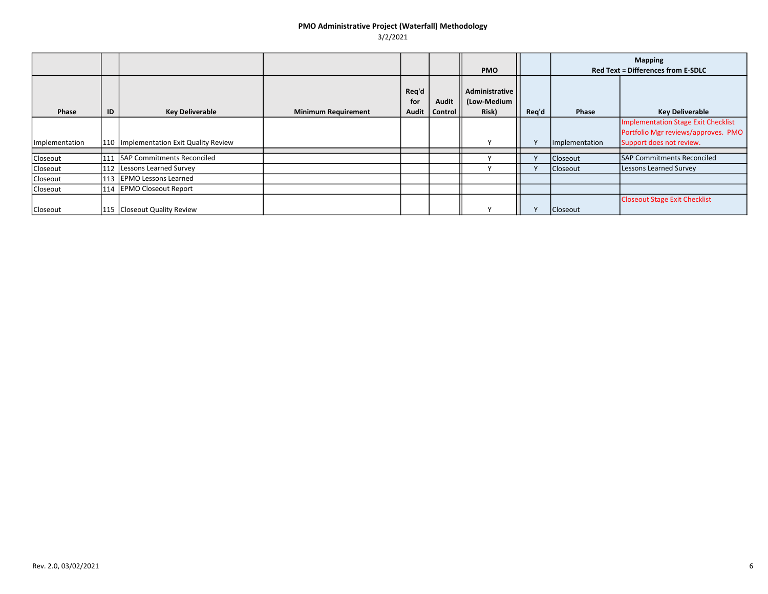**PMO Administrative Project (Waterfall) Methodology**

3/2/2021

| | | | | | | PMO | | Mapping Red Text = Differences from E-SDLC | |
|---|---|---|---|---|---|---|---|---|---|
| Phase | ID | Key Deliverable | Minimum Requirement | Req'd for Audit | Audit Control | Administrative (Low-Medium Risk) | Req'd | Phase | Key Deliverable |
| Implementation | 110 | Implementation Exit Quality Review | | | | Y | Y | Implementation | Implementation Stage Exit Checklist Portfolio Mgr reviews/approves. PMO Support does not review. |
| | | | | | | | | | |
| Closeout | 111 | SAP Commitments Reconciled | | | | Y | Y | Closeout | SAP Commitments Reconciled |
| Closeout | 112 | Lessons Learned Survey | | | | Y | Y | Closeout | Lessons Learned Survey |
| Closeout | 113 | EPMO Lessons Learned | | | | | | | |
| Closeout | 114 | EPMO Closeout Report | | | | | | | |
| Closeout | 115 | Closeout Quality Review | | | | Y | Y | Closeout | Closeout Stage Exit Checklist |

Rev. 2.0, 03/02/2021